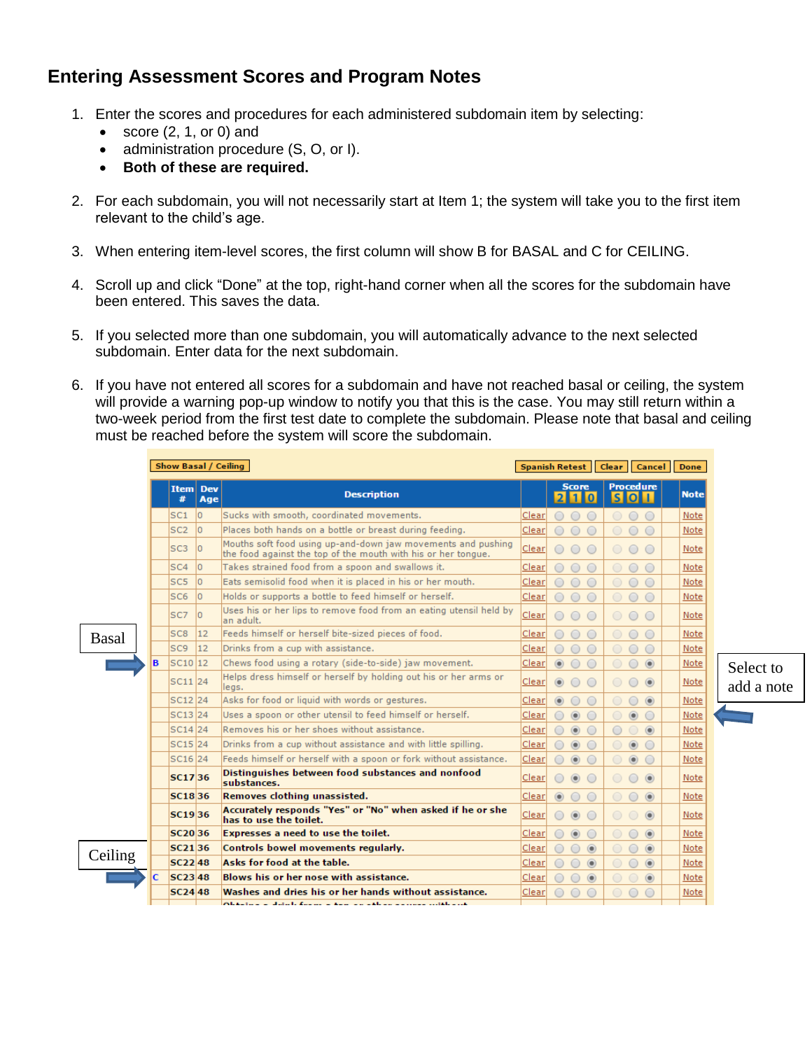# Entering Assessment Scores and Program Notes

1. Enter the scores and procedures for each administered subdomain item by selecting:
   - score (2, 1, or 0) and
   - administration procedure (S, O, or I).
   - **Both of these are required.**

2. For each subdomain, you will not necessarily start at Item 1; the system will take you to the first item relevant to the child's age.

3. When entering item-level scores, the first column will show B for BASAL and C for CEILING.

4. Scroll up and click "Done" at the top, right-hand corner when all the scores for the subdomain have been entered. This saves the data.

5. If you selected more than one subdomain, you will automatically advance to the next selected subdomain. Enter data for the next subdomain.

6. If you have not entered all scores for a subdomain and have not reached basal or ceiling, the system will provide a warning pop-up window to notify you that this is the case. You may still return within a two-week period from the first test date to complete the subdomain. Please note that basal and ceiling must be reached before the system will score the subdomain.

Show Basal / Ceiling | Spanish Retest | Clear | Cancel | Done

| | Item # | Dev Age | Description | | Score 2 | Score 1 | Score 0 | Procedure S | Procedure O | Procedure I | Note |
|---|---|---|---|---|---|---|---|---|---|---|---|
| | SC1 | 0 | Sucks with smooth, coordinated movements. | Clear | | | | | | | Note |
| | SC2 | 0 | Places both hands on a bottle or breast during feeding. | Clear | | | | | | | Note |
| | SC3 | 0 | Mouths soft food using up-and-down jaw movements and pushing the food against the top of the mouth with his or her tongue. | Clear | | | | | | | Note |
| | SC4 | 0 | Takes strained food from a spoon and swallows it. | Clear | | | | | | | Note |
| | SC5 | 0 | Eats semisolid food when it is placed in his or her mouth. | Clear | | | | | | | Note |
| | SC6 | 0 | Holds or supports a bottle to feed himself or herself. | Clear | | | | | | | Note |
| | SC7 | 0 | Uses his or her lips to remove food from an eating utensil held by an adult. | Clear | | | | | | | Note |
| | SC8 | 12 | Feeds himself or herself bite-sized pieces of food. | Clear | | | | | | | Note |
| | SC9 | 12 | Drinks from a cup with assistance. | Clear | | | | | | | Note |
| B | SC10 | 12 | Chews food using a rotary (side-to-side) jaw movement. | Clear | ● | | | | | ● | Note |
| | SC11 | 24 | Helps dress himself or herself by holding out his or her arms or legs. | Clear | ● | | | | | ● | Note |
| | SC12 | 24 | Asks for food or liquid with words or gestures. | Clear | ● | | | | | ● | Note |
| | SC13 | 24 | Uses a spoon or other utensil to feed himself or herself. | Clear | | ● | | | ● | | Note |
| | SC14 | 24 | Removes his or her shoes without assistance. | Clear | | ● | | | | ● | Note |
| | SC15 | 24 | Drinks from a cup without assistance and with little spilling. | Clear | | ● | | | ● | | Note |
| | SC16 | 24 | Feeds himself or herself with a spoon or fork without assistance. | Clear | | ● | | | ● | | Note |
| | SC17 | 36 | Distinguishes between food substances and nonfood substances. | Clear | | ● | | | | ● | Note |
| | SC18 | 36 | Removes clothing unassisted. | Clear | ● | | | | | ● | Note |
| | SC19 | 36 | Accurately responds "Yes" or "No" when asked if he or she has to use the toilet. | Clear | | ● | | | | ● | Note |
| | SC20 | 36 | Expresses a need to use the toilet. | Clear | | ● | | | | ● | Note |
| | SC21 | 36 | Controls bowel movements regularly. | Clear | | | ● | | | ● | Note |
| | SC22 | 48 | Asks for food at the table. | Clear | | | ● | | | ● | Note |
| C | SC23 | 48 | Blows his or her nose with assistance. | Clear | | | ● | | | ● | Note |
| | SC24 | 48 | Washes and dries his or her hands without assistance. | Clear | | | | | | | Note |

Basal

Ceiling

Select to add a note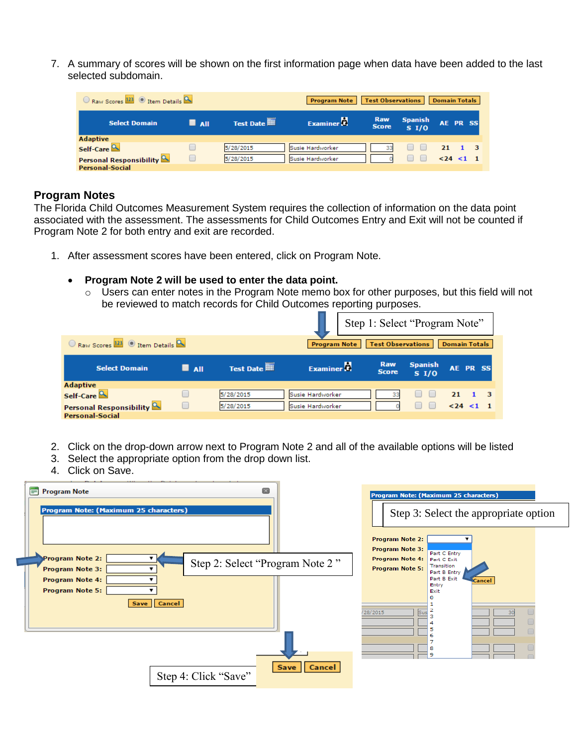7. A summary of scores will be shown on the first information page when data have been added to the last selected subdomain.

| Select Domain | All | Test Date | Examiner | Raw Score | Spanish S | I/O | AE | PR | SS |
|---|---|---|---|---|---|---|---|---|---|
| Adaptive | | | | | | | | | |
| Self-Care | | 5/28/2015 | Susie Hardworker | 33 | | | 21 | 1 | 3 |
| Personal Responsibility | | 5/28/2015 | Susie Hardworker | 0 | | | <24 | <1 | 1 |
| Personal-Social | | | | | | | | | |

## Program Notes

The Florida Child Outcomes Measurement System requires the collection of information on the data point associated with the assessment. The assessments for Child Outcomes Entry and Exit will not be counted if Program Note 2 for both entry and exit are recorded.

1. After assessment scores have been entered, click on Program Note.

   - **Program Note 2 will be used to enter the data point.**
     - Users can enter notes in the Program Note memo box for other purposes, but this field will not be reviewed to match records for Child Outcomes reporting purposes.

Step 1: Select "Program Note"

| Select Domain | All | Test Date | Examiner | Raw Score | Spanish S | I/O | AE | PR | SS |
|---|---|---|---|---|---|---|---|---|---|
| Adaptive | | | | | | | | | |
| Self-Care | | 5/28/2015 | Susie Hardworker | 33 | | | 21 | 1 | 3 |
| Personal Responsibility | | 5/28/2015 | Susie Hardworker | 0 | | | <24 | <1 | 1 |
| Personal-Social | | | | | | | | | |

2. Click on the drop-down arrow next to Program Note 2 and all of the available options will be listed
3. Select the appropriate option from the drop down list.
4. Click on Save.

Program Note

Program Note: (Maximum 25 characters)

Program Note 2:
Program Note 3:
Program Note 4:
Program Note 5:

Save | Cancel

Step 2: Select "Program Note 2"

Step 3: Select the appropriate option

Part C Entry, Part C Exit, Transition, Part B Entry, Part B Exit, Entry, Exit, 0, 1, 2, 3, 4, 5, 6, 7, 8, 9

Step 4: Click "Save"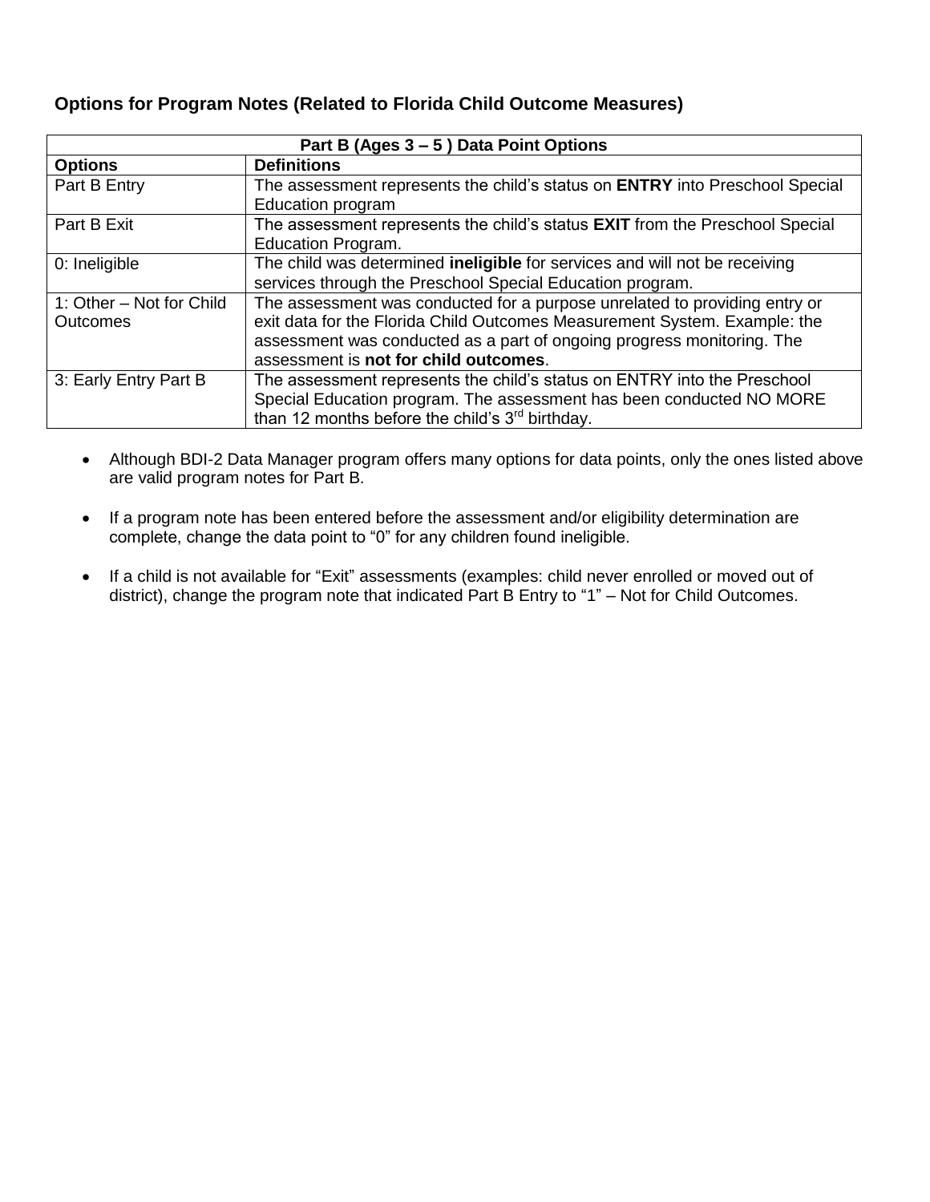**Options for Program Notes (Related to Florida Child Outcome Measures)**

| Part B (Ages 3 – 5 ) Data Point Options | |
|---|---|
| **Options** | **Definitions** |
| Part B Entry | The assessment represents the child's status on **ENTRY** into Preschool Special Education program |
| Part B Exit | The assessment represents the child's status **EXIT** from the Preschool Special Education Program. |
| 0: Ineligible | The child was determined **ineligible** for services and will not be receiving services through the Preschool Special Education program. |
| 1: Other – Not for Child Outcomes | The assessment was conducted for a purpose unrelated to providing entry or exit data for the Florida Child Outcomes Measurement System. Example: the assessment was conducted as a part of ongoing progress monitoring. The assessment is **not for child outcomes**. |
| 3: Early Entry Part B | The assessment represents the child's status on ENTRY into the Preschool Special Education program. The assessment has been conducted NO MORE than 12 months before the child's 3rd birthday. |

- Although BDI-2 Data Manager program offers many options for data points, only the ones listed above are valid program notes for Part B.
- If a program note has been entered before the assessment and/or eligibility determination are complete, change the data point to "0" for any children found ineligible.
- If a child is not available for "Exit" assessments (examples: child never enrolled or moved out of district), change the program note that indicated Part B Entry to "1" – Not for Child Outcomes.